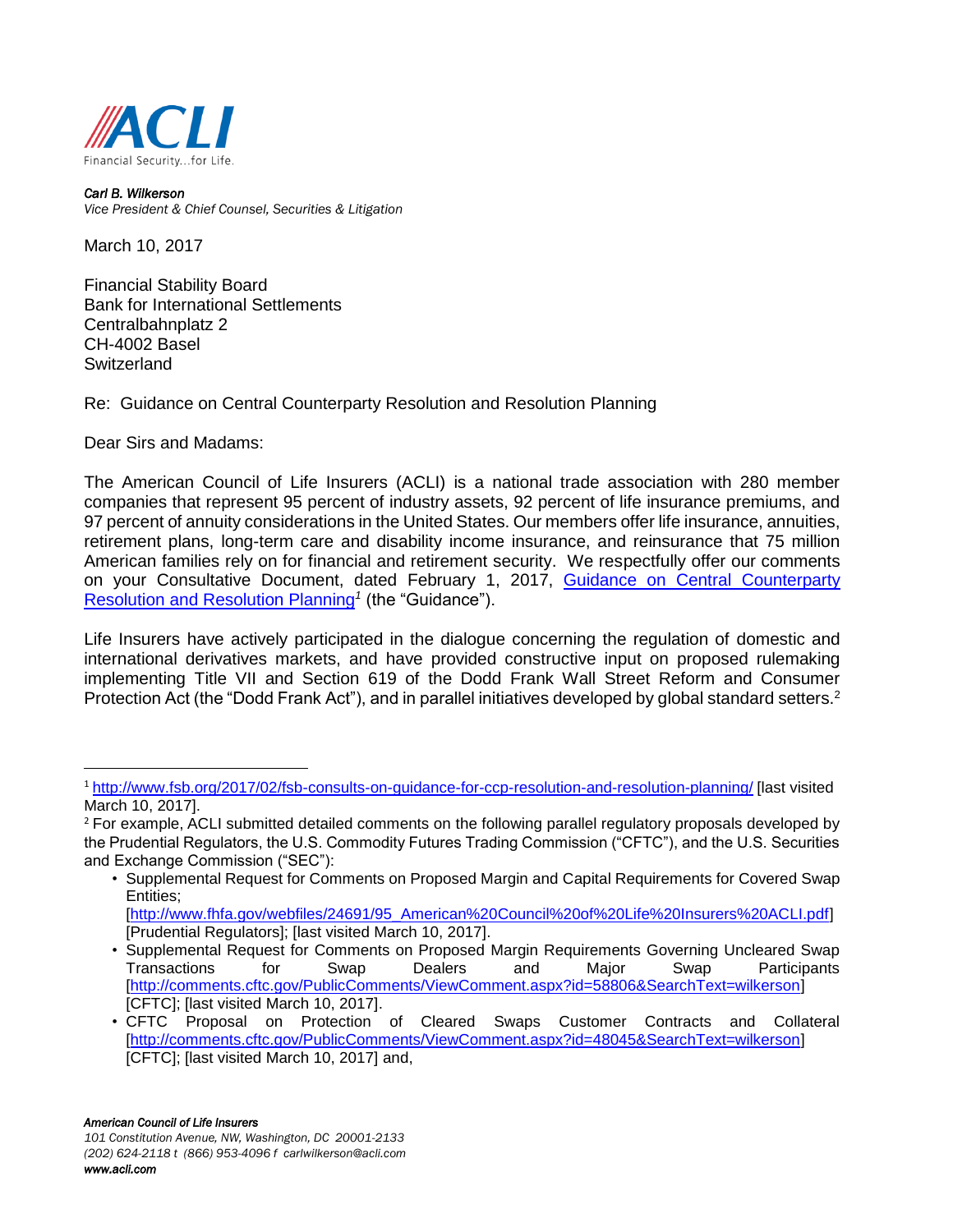ACLI

Financial Security...for Life.

*Carl B. Wilkerson*
*Vice President & Chief Counsel, Securities & Litigation*

March 10, 2017

Financial Stability Board
Bank for International Settlements
Centralbahnplatz 2
CH-4002 Basel
Switzerland

Re: Guidance on Central Counterparty Resolution and Resolution Planning

Dear Sirs and Madams:

The American Council of Life Insurers (ACLI) is a national trade association with 280 member companies that represent 95 percent of industry assets, 92 percent of life insurance premiums, and 97 percent of annuity considerations in the United States. Our members offer life insurance, annuities, retirement plans, long-term care and disability income insurance, and reinsurance that 75 million American families rely on for financial and retirement security. We respectfully offer our comments on your Consultative Document, dated February 1, 2017, [Guidance on Central Counterparty Resolution and Resolution Planning][1] (the "Guidance").

Life Insurers have actively participated in the dialogue concerning the regulation of domestic and international derivatives markets, and have provided constructive input on proposed rulemaking implementing Title VII and Section 619 of the Dodd Frank Wall Street Reform and Consumer Protection Act (the "Dodd Frank Act"), and in parallel initiatives developed by global standard setters.[2]

---

[1] http://www.fsb.org/2017/02/fsb-consults-on-guidance-for-ccp-resolution-and-resolution-planning/ [last visited March 10, 2017].

[2] For example, ACLI submitted detailed comments on the following parallel regulatory proposals developed by the Prudential Regulators, the U.S. Commodity Futures Trading Commission ("CFTC"), and the U.S. Securities and Exchange Commission ("SEC"):

- Supplemental Request for Comments on Proposed Margin and Capital Requirements for Covered Swap Entities; [http://www.fhfa.gov/webfiles/24691/95_American%20Council%20of%20Life%20Insurers%20ACLI.pdf] [Prudential Regulators]; [last visited March 10, 2017].
- Supplemental Request for Comments on Proposed Margin Requirements Governing Uncleared Swap Transactions for Swap Dealers and Major Swap Participants [http://comments.cftc.gov/PublicComments/ViewComment.aspx?id=58806&SearchText=wilkerson] [CFTC]; [last visited March 10, 2017].
- CFTC Proposal on Protection of Cleared Swaps Customer Contracts and Collateral [http://comments.cftc.gov/PublicComments/ViewComment.aspx?id=48045&SearchText=wilkerson] [CFTC]; [last visited March 10, 2017] and,

*American Council of Life Insurers*
*101 Constitution Avenue, NW, Washington, DC 20001-2133*
*(202) 624-2118 t (866) 953-4096 f carlwilkerson@acli.com*
*www.acli.com*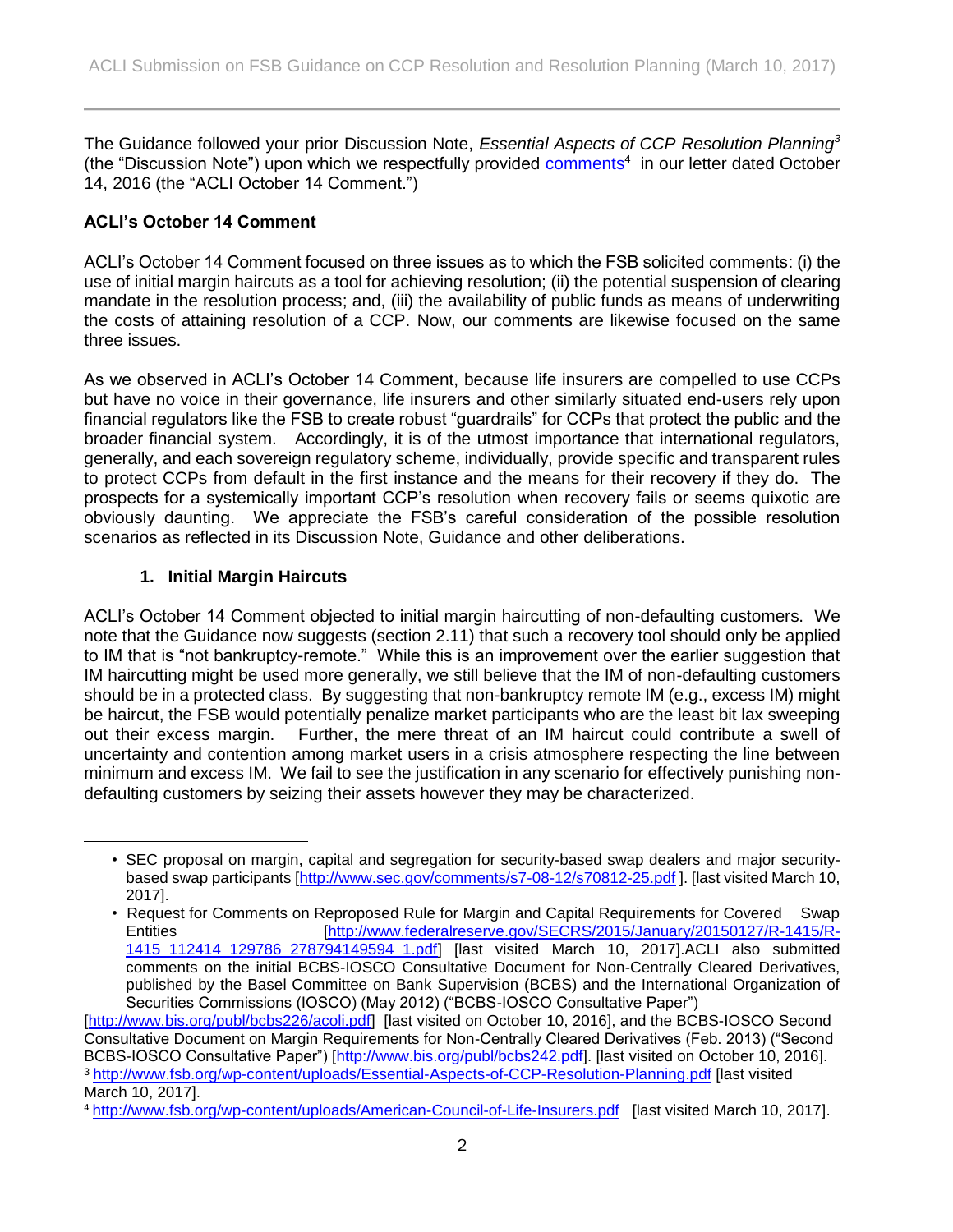The Guidance followed your prior Discussion Note, *Essential Aspects of CCP Resolution Planning*[3] (the "Discussion Note") upon which we respectfully provided comments[4] in our letter dated October 14, 2016 (the "ACLI October 14 Comment.")

**ACLI's October 14 Comment**

ACLI's October 14 Comment focused on three issues as to which the FSB solicited comments: (i) the use of initial margin haircuts as a tool for achieving resolution; (ii) the potential suspension of clearing mandate in the resolution process; and, (iii) the availability of public funds as means of underwriting the costs of attaining resolution of a CCP. Now, our comments are likewise focused on the same three issues.

As we observed in ACLI's October 14 Comment, because life insurers are compelled to use CCPs but have no voice in their governance, life insurers and other similarly situated end-users rely upon financial regulators like the FSB to create robust "guardrails" for CCPs that protect the public and the broader financial system. Accordingly, it is of the utmost importance that international regulators, generally, and each sovereign regulatory scheme, individually, provide specific and transparent rules to protect CCPs from default in the first instance and the means for their recovery if they do. The prospects for a systemically important CCP's resolution when recovery fails or seems quixotic are obviously daunting. We appreciate the FSB's careful consideration of the possible resolution scenarios as reflected in its Discussion Note, Guidance and other deliberations.

**1. Initial Margin Haircuts**

ACLI's October 14 Comment objected to initial margin haircutting of non-defaulting customers. We note that the Guidance now suggests (section 2.11) that such a recovery tool should only be applied to IM that is "not bankruptcy-remote." While this is an improvement over the earlier suggestion that IM haircutting might be used more generally, we still believe that the IM of non-defaulting customers should be in a protected class. By suggesting that non-bankruptcy remote IM (e.g., excess IM) might be haircut, the FSB would potentially penalize market participants who are the least bit lax sweeping out their excess margin. Further, the mere threat of an IM haircut could contribute a swell of uncertainty and contention among market users in a crisis atmosphere respecting the line between minimum and excess IM. We fail to see the justification in any scenario for effectively punishing non-defaulting customers by seizing their assets however they may be characterized.

---

- SEC proposal on margin, capital and segregation for security-based swap dealers and major security-based swap participants [http://www.sec.gov/comments/s7-08-12/s70812-25.pdf ]. [last visited March 10, 2017].
- Request for Comments on Reproposed Rule for Margin and Capital Requirements for Covered Swap Entities [http://www.federalreserve.gov/SECRS/2015/January/20150127/R-1415/R-1415_112414_129786_278794149594_1.pdf] [last visited March 10, 2017].ACLI also submitted comments on the initial BCBS-IOSCO Consultative Document for Non-Centrally Cleared Derivatives, published by the Basel Committee on Bank Supervision (BCBS) and the International Organization of Securities Commissions (IOSCO) (May 2012) ("BCBS-IOSCO Consultative Paper")

[http://www.bis.org/publ/bcbs226/acoli.pdf] [last visited on October 10, 2016], and the BCBS-IOSCO Second Consultative Document on Margin Requirements for Non-Centrally Cleared Derivatives (Feb. 2013) ("Second BCBS-IOSCO Consultative Paper") [http://www.bis.org/publ/bcbs242.pdf]. [last visited on October 10, 2016].

[3] http://www.fsb.org/wp-content/uploads/Essential-Aspects-of-CCP-Resolution-Planning.pdf [last visited March 10, 2017].

[4] http://www.fsb.org/wp-content/uploads/American-Council-of-Life-Insurers.pdf [last visited March 10, 2017].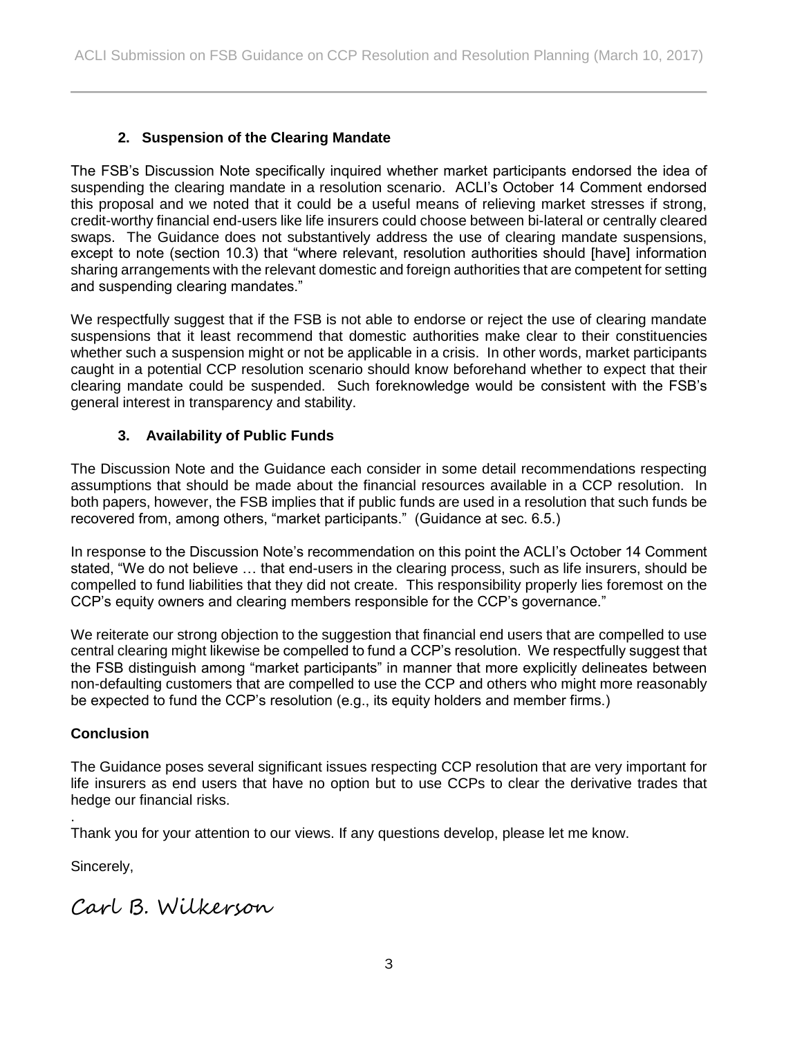## 2. Suspension of the Clearing Mandate

The FSB's Discussion Note specifically inquired whether market participants endorsed the idea of suspending the clearing mandate in a resolution scenario. ACLI's October 14 Comment endorsed this proposal and we noted that it could be a useful means of relieving market stresses if strong, credit-worthy financial end-users like life insurers could choose between bi-lateral or centrally cleared swaps. The Guidance does not substantively address the use of clearing mandate suspensions, except to note (section 10.3) that "where relevant, resolution authorities should [have] information sharing arrangements with the relevant domestic and foreign authorities that are competent for setting and suspending clearing mandates."

We respectfully suggest that if the FSB is not able to endorse or reject the use of clearing mandate suspensions that it least recommend that domestic authorities make clear to their constituencies whether such a suspension might or not be applicable in a crisis. In other words, market participants caught in a potential CCP resolution scenario should know beforehand whether to expect that their clearing mandate could be suspended. Such foreknowledge would be consistent with the FSB's general interest in transparency and stability.

## 3. Availability of Public Funds

The Discussion Note and the Guidance each consider in some detail recommendations respecting assumptions that should be made about the financial resources available in a CCP resolution. In both papers, however, the FSB implies that if public funds are used in a resolution that such funds be recovered from, among others, "market participants." (Guidance at sec. 6.5.)

In response to the Discussion Note's recommendation on this point the ACLI's October 14 Comment stated, "We do not believe … that end-users in the clearing process, such as life insurers, should be compelled to fund liabilities that they did not create. This responsibility properly lies foremost on the CCP's equity owners and clearing members responsible for the CCP's governance."

We reiterate our strong objection to the suggestion that financial end users that are compelled to use central clearing might likewise be compelled to fund a CCP's resolution. We respectfully suggest that the FSB distinguish among "market participants" in manner that more explicitly delineates between non-defaulting customers that are compelled to use the CCP and others who might more reasonably be expected to fund the CCP's resolution (e.g., its equity holders and member firms.)

## Conclusion

The Guidance poses several significant issues respecting CCP resolution that are very important for life insurers as end users that have no option but to use CCPs to clear the derivative trades that hedge our financial risks.

.
Thank you for your attention to our views. If any questions develop, please let me know.

Sincerely,

Carl B. Wilkerson